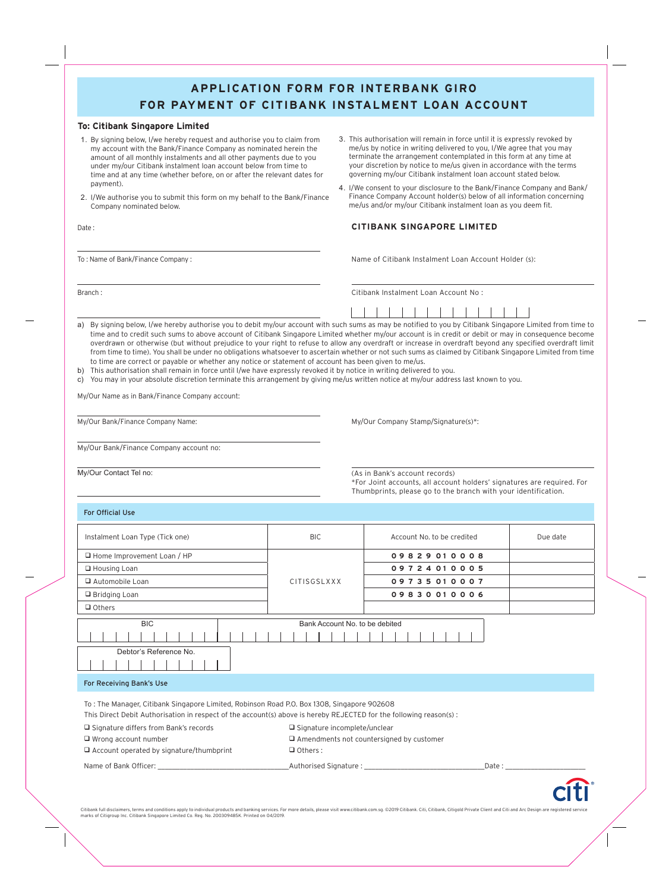# APPLICATION FORM FOR INTERBANK GIRO FOR PAYMENT OF CITIBANK INSTALMENT LOAN ACCOUNT

**To: Citibank Singapore Limited**

1. By signing below, I/we hereby request and authorise you to claim from my account with the Bank/Finance Company as nominated herein the amount of all monthly instalments and all other payments due to you under my/our Citibank instalment loan account below from time to time and at any time (whether before, on or after the relevant dates for payment).
2. I/We authorise you to submit this form on my behalf to the Bank/Finance Company nominated below.
3. This authorisation will remain in force until it is expressly revoked by me/us by notice in writing delivered to you, I/We agree that you may terminate the arrangement contemplated in this form at any time at your discretion by notice to me/us given in accordance with the terms governing my/our Citibank instalment loan account stated below.
4. I/We consent to your disclosure to the Bank/Finance Company and Bank/Finance Company Account holder(s) below of all information concerning me/us and/or my/our Citibank instalment loan as you deem fit.

Date :

To : Name of Bank/Finance Company :

Branch :

**CITIBANK SINGAPORE LIMITED**

Name of Citibank Instalment Loan Account Holder (s):

Citibank Instalment Loan Account No :

a) By signing below, I/we hereby authorise you to debit my/our account with such sums as may be notified to you by Citibank Singapore Limited from time to time and to credit such sums to above account of Citibank Singapore Limited whether my/our account is in credit or debit or may in consequence become overdrawn or otherwise (but without prejudice to your right to refuse to allow any overdraft or increase in overdraft beyond any specified overdraft limit from time to time). You shall be under no obligations whatsoever to ascertain whether or not such sums as claimed by Citibank Singapore Limited from time to time are correct or payable or whether any notice or statement of account has been given to me/us.
b) This authorisation shall remain in force until I/we have expressly revoked it by notice in writing delivered to you.
c) You may in your absolute discretion terminate this arrangement by giving me/us written notice at my/our address last known to you.

My/Our Name as in Bank/Finance Company account:

My/Our Bank/Finance Company Name:

My/Our Bank/Finance Company account no:

My/Our Contact Tel no:

My/Our Company Stamp/Signature(s)*:

(As in Bank's account records)
*For Joint accounts, all account holders' signatures are required. For Thumbprints, please go to the branch with your identification.

## For Official Use

| Instalment Loan Type (Tick one) | BIC | Account No. to be credited | Due date |
|---|---|---|---|
| ❑ Home Improvement Loan / HP | CITISGSLXXX | 09829010008 | |
| ❑ Housing Loan | | 09724010005 | |
| ❑ Automobile Loan | | 09735010007 | |
| ❑ Bridging Loan | | 09830010006 | |
| ❑ Others | | | |

| BIC | Bank Account No. to be debited |
|---|---|
| | |

| Debtor's Reference No. |
|---|
| |

## For Receiving Bank's Use

To : The Manager, Citibank Singapore Limited, Robinson Road P.O. Box 1308, Singapore 902608

This Direct Debit Authorisation in respect of the account(s) above is hereby REJECTED for the following reason(s) :

- ❑ Signature differs from Bank's records
- ❑ Signature incomplete/unclear
- ❑ Wrong account number
- ❑ Amendments not countersigned by customer
- ❑ Account operated by signature/thumbprint
- ❑ Others :

Name of Bank Officer: ______________________ Authorised Signature : ______________________ Date : ______________

Citibank full disclaimers, terms and conditions apply to individual products and banking services. For more details, please visit www.citibank.com.sg. ©2019 Citibank. Citi, Citibank, Citigold Private Client and Citi and Arc Design are registered service marks of Citigroup Inc. Citibank Singapore Limited Co. Reg. No. 200309485K. Printed on 04/2019.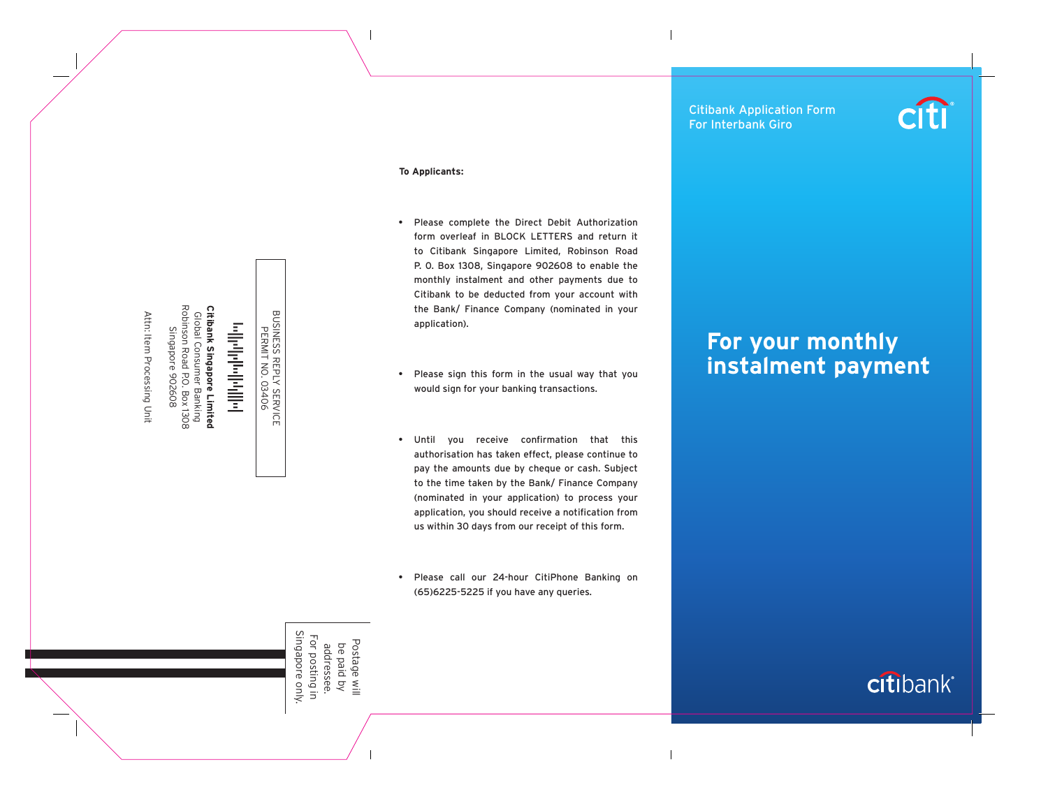Citibank Application Form
For Interbank Giro

citi

# For your monthly instalment payment

citibank

**To Applicants:**

- Please complete the Direct Debit Authorization form overleaf in BLOCK LETTERS and return it to Citibank Singapore Limited, Robinson Road P. O. Box 1308, Singapore 902608 to enable the monthly instalment and other payments due to Citibank to be deducted from your account with the Bank/ Finance Company (nominated in your application).
- Please sign this form in the usual way that you would sign for your banking transactions.
- Until you receive confirmation that this authorisation has taken effect, please continue to pay the amounts due by cheque or cash. Subject to the time taken by the Bank/ Finance Company (nominated in your application) to process your application, you should receive a notification from us within 30 days from our receipt of this form.
- Please call our 24-hour CitiPhone Banking on (65)6225-5225 if you have any queries.

Postage will be paid by addressee.
For posting in Singapore only.

BUSINESS REPLY SERVICE
PERMIT NO. 03406

**Citibank Singapore Limited**
Global Consumer Banking
Robinson Road P.O. Box 1308
Singapore 902608

Attn: Item Processing Unit